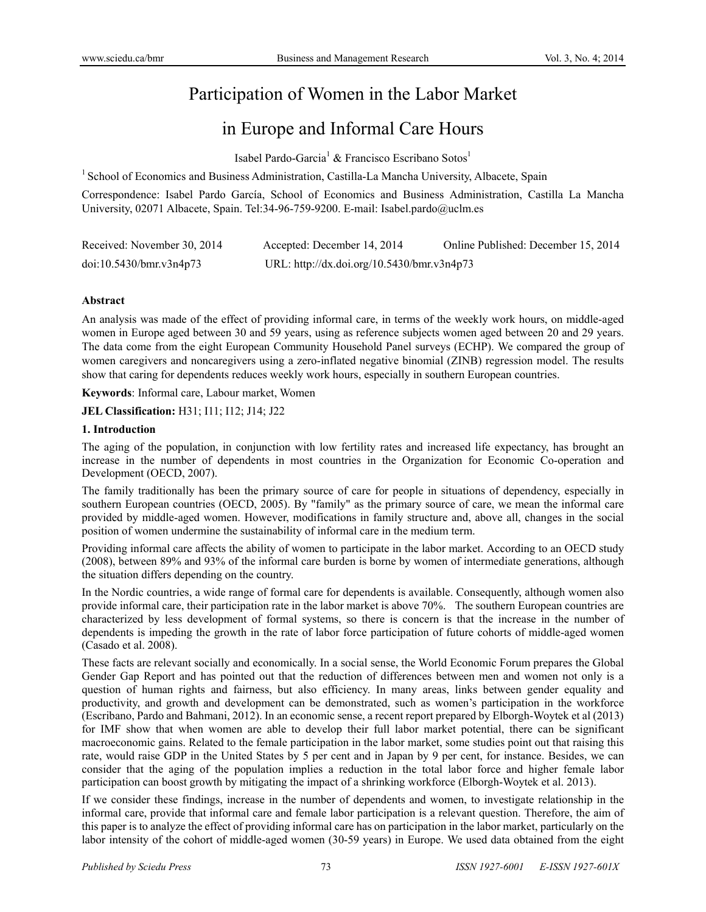# Participation of Women in the Labor Market in Europe and Informal Care Hours

Isabel Pardo-Garcia[1] & Francisco Escribano Sotos[1]

[1] School of Economics and Business Administration, Castilla-La Mancha University, Albacete, Spain

Correspondence: Isabel Pardo García, School of Economics and Business Administration, Castilla La Mancha University, 02071 Albacete, Spain. Tel:34-96-759-9200. E-mail: Isabel.pardo@uclm.es

Received: November 30, 2014 Accepted: December 14, 2014 Online Published: December 15, 2014

doi:10.5430/bmr.v3n4p73 URL: http://dx.doi.org/10.5430/bmr.v3n4p73

**Abstract**

An analysis was made of the effect of providing informal care, in terms of the weekly work hours, on middle-aged women in Europe aged between 30 and 59 years, using as reference subjects women aged between 20 and 29 years. The data come from the eight European Community Household Panel surveys (ECHP). We compared the group of women caregivers and noncaregivers using a zero-inflated negative binomial (ZINB) regression model. The results show that caring for dependents reduces weekly work hours, especially in southern European countries.

**Keywords**: Informal care, Labour market, Women

**JEL Classification:** H31; I11; I12; J14; J22

## 1. Introduction

The aging of the population, in conjunction with low fertility rates and increased life expectancy, has brought an increase in the number of dependents in most countries in the Organization for Economic Co-operation and Development (OECD, 2007).

The family traditionally has been the primary source of care for people in situations of dependency, especially in southern European countries (OECD, 2005). By "family" as the primary source of care, we mean the informal care provided by middle-aged women. However, modifications in family structure and, above all, changes in the social position of women undermine the sustainability of informal care in the medium term.

Providing informal care affects the ability of women to participate in the labor market. According to an OECD study (2008), between 89% and 93% of the informal care burden is borne by women of intermediate generations, although the situation differs depending on the country.

In the Nordic countries, a wide range of formal care for dependents is available. Consequently, although women also provide informal care, their participation rate in the labor market is above 70%. The southern European countries are characterized by less development of formal systems, so there is concern is that the increase in the number of dependents is impeding the growth in the rate of labor force participation of future cohorts of middle-aged women (Casado et al. 2008).

These facts are relevant socially and economically. In a social sense, the World Economic Forum prepares the Global Gender Gap Report and has pointed out that the reduction of differences between men and women not only is a question of human rights and fairness, but also efficiency. In many areas, links between gender equality and productivity, and growth and development can be demonstrated, such as women's participation in the workforce (Escribano, Pardo and Bahmani, 2012). In an economic sense, a recent report prepared by Elborgh-Woytek et al (2013) for IMF show that when women are able to develop their full labor market potential, there can be significant macroeconomic gains. Related to the female participation in the labor market, some studies point out that raising this rate, would raise GDP in the United States by 5 per cent and in Japan by 9 per cent, for instance. Besides, we can consider that the aging of the population implies a reduction in the total labor force and higher female labor participation can boost growth by mitigating the impact of a shrinking workforce (Elborgh-Woytek et al. 2013).

If we consider these findings, increase in the number of dependents and women, to investigate relationship in the informal care, provide that informal care and female labor participation is a relevant question. Therefore, the aim of this paper is to analyze the effect of providing informal care has on participation in the labor market, particularly on the labor intensity of the cohort of middle-aged women (30-59 years) in Europe. We used data obtained from the eight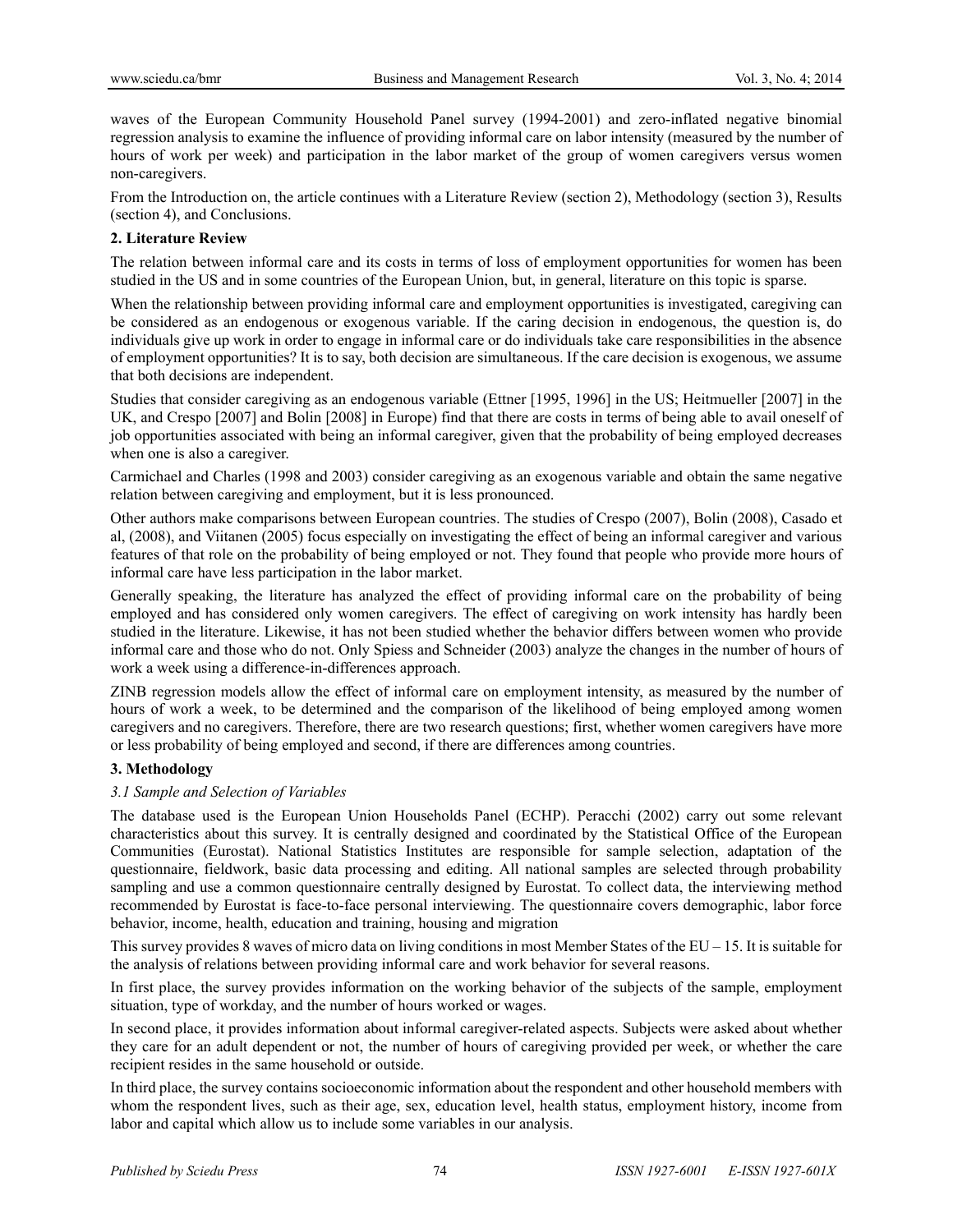waves of the European Community Household Panel survey (1994-2001) and zero-inflated negative binomial regression analysis to examine the influence of providing informal care on labor intensity (measured by the number of hours of work per week) and participation in the labor market of the group of women caregivers versus women non-caregivers.

From the Introduction on, the article continues with a Literature Review (section 2), Methodology (section 3), Results (section 4), and Conclusions.

## 2. Literature Review

The relation between informal care and its costs in terms of loss of employment opportunities for women has been studied in the US and in some countries of the European Union, but, in general, literature on this topic is sparse.

When the relationship between providing informal care and employment opportunities is investigated, caregiving can be considered as an endogenous or exogenous variable. If the caring decision in endogenous, the question is, do individuals give up work in order to engage in informal care or do individuals take care responsibilities in the absence of employment opportunities? It is to say, both decision are simultaneous. If the care decision is exogenous, we assume that both decisions are independent.

Studies that consider caregiving as an endogenous variable (Ettner [1995, 1996] in the US; Heitmueller [2007] in the UK, and Crespo [2007] and Bolin [2008] in Europe) find that there are costs in terms of being able to avail oneself of job opportunities associated with being an informal caregiver, given that the probability of being employed decreases when one is also a caregiver.

Carmichael and Charles (1998 and 2003) consider caregiving as an exogenous variable and obtain the same negative relation between caregiving and employment, but it is less pronounced.

Other authors make comparisons between European countries. The studies of Crespo (2007), Bolin (2008), Casado et al, (2008), and Viitanen (2005) focus especially on investigating the effect of being an informal caregiver and various features of that role on the probability of being employed or not. They found that people who provide more hours of informal care have less participation in the labor market.

Generally speaking, the literature has analyzed the effect of providing informal care on the probability of being employed and has considered only women caregivers. The effect of caregiving on work intensity has hardly been studied in the literature. Likewise, it has not been studied whether the behavior differs between women who provide informal care and those who do not. Only Spiess and Schneider (2003) analyze the changes in the number of hours of work a week using a difference-in-differences approach.

ZINB regression models allow the effect of informal care on employment intensity, as measured by the number of hours of work a week, to be determined and the comparison of the likelihood of being employed among women caregivers and no caregivers. Therefore, there are two research questions; first, whether women caregivers have more or less probability of being employed and second, if there are differences among countries.

## 3. Methodology

### *3.1 Sample and Selection of Variables*

The database used is the European Union Households Panel (ECHP). Peracchi (2002) carry out some relevant characteristics about this survey. It is centrally designed and coordinated by the Statistical Office of the European Communities (Eurostat). National Statistics Institutes are responsible for sample selection, adaptation of the questionnaire, fieldwork, basic data processing and editing. All national samples are selected through probability sampling and use a common questionnaire centrally designed by Eurostat. To collect data, the interviewing method recommended by Eurostat is face-to-face personal interviewing. The questionnaire covers demographic, labor force behavior, income, health, education and training, housing and migration

This survey provides 8 waves of micro data on living conditions in most Member States of the EU – 15. It is suitable for the analysis of relations between providing informal care and work behavior for several reasons.

In first place, the survey provides information on the working behavior of the subjects of the sample, employment situation, type of workday, and the number of hours worked or wages.

In second place, it provides information about informal caregiver-related aspects. Subjects were asked about whether they care for an adult dependent or not, the number of hours of caregiving provided per week, or whether the care recipient resides in the same household or outside.

In third place, the survey contains socioeconomic information about the respondent and other household members with whom the respondent lives, such as their age, sex, education level, health status, employment history, income from labor and capital which allow us to include some variables in our analysis.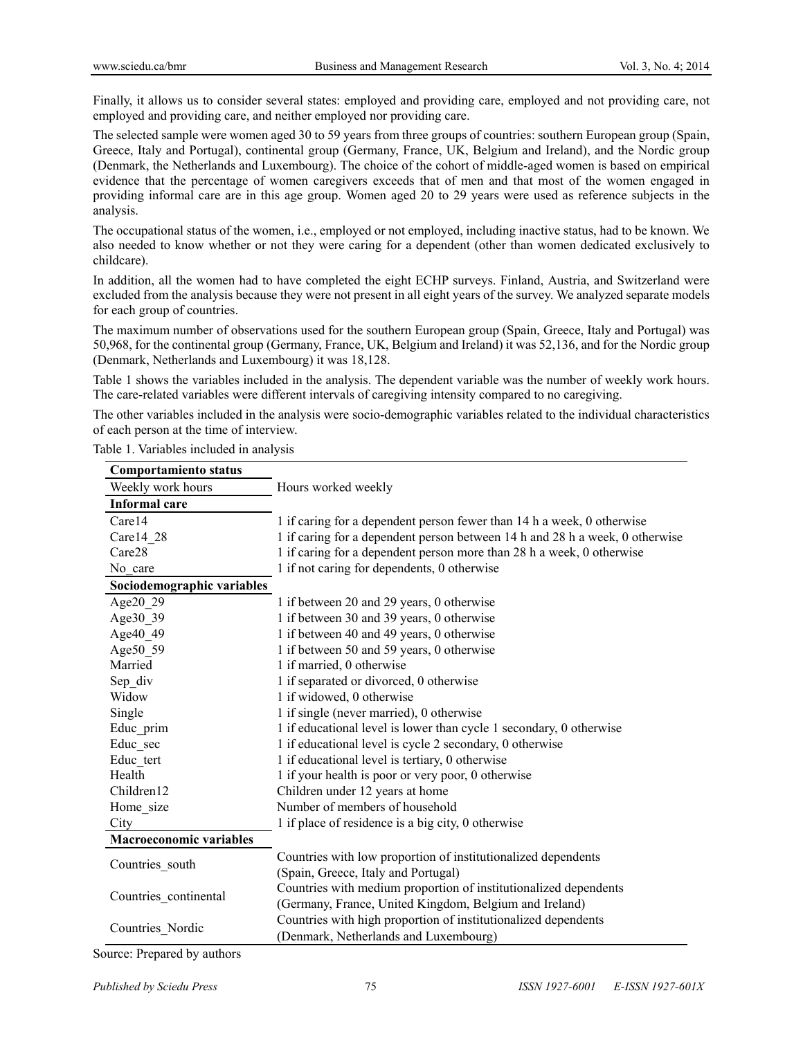Finally, it allows us to consider several states: employed and providing care, employed and not providing care, not employed and providing care, and neither employed nor providing care.

The selected sample were women aged 30 to 59 years from three groups of countries: southern European group (Spain, Greece, Italy and Portugal), continental group (Germany, France, UK, Belgium and Ireland), and the Nordic group (Denmark, the Netherlands and Luxembourg). The choice of the cohort of middle-aged women is based on empirical evidence that the percentage of women caregivers exceeds that of men and that most of the women engaged in providing informal care are in this age group. Women aged 20 to 29 years were used as reference subjects in the analysis.

The occupational status of the women, i.e., employed or not employed, including inactive status, had to be known. We also needed to know whether or not they were caring for a dependent (other than women dedicated exclusively to childcare).

In addition, all the women had to have completed the eight ECHP surveys. Finland, Austria, and Switzerland were excluded from the analysis because they were not present in all eight years of the survey. We analyzed separate models for each group of countries.

The maximum number of observations used for the southern European group (Spain, Greece, Italy and Portugal) was 50,968, for the continental group (Germany, France, UK, Belgium and Ireland) it was 52,136, and for the Nordic group (Denmark, Netherlands and Luxembourg) it was 18,128.

Table 1 shows the variables included in the analysis. The dependent variable was the number of weekly work hours. The care-related variables were different intervals of caregiving intensity compared to no caregiving.

The other variables included in the analysis were socio-demographic variables related to the individual characteristics of each person at the time of interview.

Table 1. Variables included in analysis

| **Comportamiento status** | |
|---|---|
| Weekly work hours | Hours worked weekly |
| **Informal care** | |
| Care14 | 1 if caring for a dependent person fewer than 14 h a week, 0 otherwise |
| Care14_28 | 1 if caring for a dependent person between 14 h and 28 h a week, 0 otherwise |
| Care28 | 1 if caring for a dependent person more than 28 h a week, 0 otherwise |
| No_care | 1 if not caring for dependents, 0 otherwise |
| **Sociodemographic variables** | |
| Age20_29 | 1 if between 20 and 29 years, 0 otherwise |
| Age30_39 | 1 if between 30 and 39 years, 0 otherwise |
| Age40_49 | 1 if between 40 and 49 years, 0 otherwise |
| Age50_59 | 1 if between 50 and 59 years, 0 otherwise |
| Married | 1 if married, 0 otherwise |
| Sep_div | 1 if separated or divorced, 0 otherwise |
| Widow | 1 if widowed, 0 otherwise |
| Single | 1 if single (never married), 0 otherwise |
| Educ_prim | 1 if educational level is lower than cycle 1 secondary, 0 otherwise |
| Educ_sec | 1 if educational level is cycle 2 secondary, 0 otherwise |
| Educ_tert | 1 if educational level is tertiary, 0 otherwise |
| Health | 1 if your health is poor or very poor, 0 otherwise |
| Children12 | Children under 12 years at home |
| Home_size | Number of members of household |
| City | 1 if place of residence is a big city, 0 otherwise |
| **Macroeconomic variables** | |
| Countries_south | Countries with low proportion of institutionalized dependents (Spain, Greece, Italy and Portugal) |
| Countries_continental | Countries with medium proportion of institutionalized dependents (Germany, France, United Kingdom, Belgium and Ireland) |
| Countries_Nordic | Countries with high proportion of institutionalized dependents (Denmark, Netherlands and Luxembourg) |

Source: Prepared by authors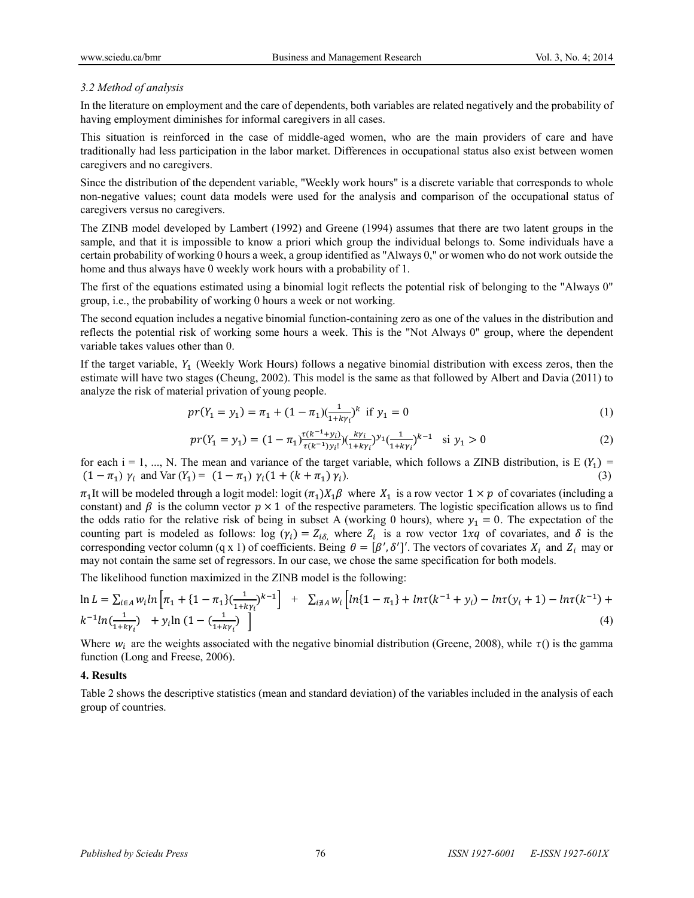*3.2 Method of analysis*

In the literature on employment and the care of dependents, both variables are related negatively and the probability of having employment diminishes for informal caregivers in all cases.

This situation is reinforced in the case of middle-aged women, who are the main providers of care and have traditionally had less participation in the labor market. Differences in occupational status also exist between women caregivers and no caregivers.

Since the distribution of the dependent variable, "Weekly work hours" is a discrete variable that corresponds to whole non-negative values; count data models were used for the analysis and comparison of the occupational status of caregivers versus no caregivers.

The ZINB model developed by Lambert (1992) and Greene (1994) assumes that there are two latent groups in the sample, and that it is impossible to know a priori which group the individual belongs to. Some individuals have a certain probability of working 0 hours a week, a group identified as "Always 0," or women who do not work outside the home and thus always have 0 weekly work hours with a probability of 1.

The first of the equations estimated using a binomial logit reflects the potential risk of belonging to the "Always 0" group, i.e., the probability of working 0 hours a week or not working.

The second equation includes a negative binomial function-containing zero as one of the values in the distribution and reflects the potential risk of working some hours a week. This is the "Not Always 0" group, where the dependent variable takes values other than 0.

If the target variable, $Y_1$ (Weekly Work Hours) follows a negative binomial distribution with excess zeros, then the estimate will have two stages (Cheung, 2002). This model is the same as that followed by Albert and Davia (2011) to analyze the risk of material privation of young people.

$$pr(Y_1 = y_1) = \pi_1 + (1 - \pi_1)\left(\frac{1}{1+k\gamma_i}\right)^k \text{ if } y_1 = 0 \tag{1}$$

$$pr(Y_1 = y_1) = (1 - \pi_1)\frac{\tau(k^{-1}+y_i)}{\tau(k^{-1})y_i!}\left(\frac{k\gamma_i}{1+k\gamma_i}\right)^{y_1}\left(\frac{1}{1+k\gamma_i}\right)^{k-1} \text{ si } y_1 > 0 \tag{2}$$

for each i = 1, ..., N. The mean and variance of the target variable, which follows a ZINB distribution, is E $(Y_1)$ = $(1 - \pi_1)\ \gamma_i$ and Var $(Y_1)$ = $(1 - \pi_1)\ \gamma_i(1 + (k + \pi_1)\ \gamma_i)$. (3)

$\pi_1$It will be modeled through a logit model: logit $(\pi_1)X_1\beta$ where $X_1$ is a row vector $1 \times p$ of covariates (including a constant) and $\beta$ is the column vector $p \times 1$ of the respective parameters. The logistic specification allows us to find the odds ratio for the relative risk of being in subset A (working 0 hours), where $y_1 = 0$. The expectation of the counting part is modeled as follows: log $(\gamma_i) = Z_{i\delta,}$ where $Z_i$ is a row vector $1xq$ of covariates, and $\delta$ is the corresponding vector column (q x 1) of coefficients. Being $\theta = [\beta', \delta']'$. The vectors of covariates $X_i$ and $Z_i$ may or may not contain the same set of regressors. In our case, we chose the same specification for both models.

The likelihood function maximized in the ZINB model is the following:

$$\ln L = \sum_{i \in A} w_i ln\left[\pi_1 + \{1 - \pi_1\}\left(\frac{1}{1+k\gamma_i}\right)^{k-1}\right] + \sum_{i \notin A} w_i \left[ln\{1 - \pi_1\} + ln\tau(k^{-1} + y_i) - ln\tau(y_i + 1) - ln\tau(k^{-1}) + k^{-1}ln\left(\frac{1}{1+k\gamma_i}\right) + y_i \ln\left(1 - \left(\frac{1}{1+k\gamma_i}\right)\right)\right] \tag{4}$$

Where $w_i$ are the weights associated with the negative binomial distribution (Greene, 2008), while $\tau()$ is the gamma function (Long and Freese, 2006).

### 4. Results

Table 2 shows the descriptive statistics (mean and standard deviation) of the variables included in the analysis of each group of countries.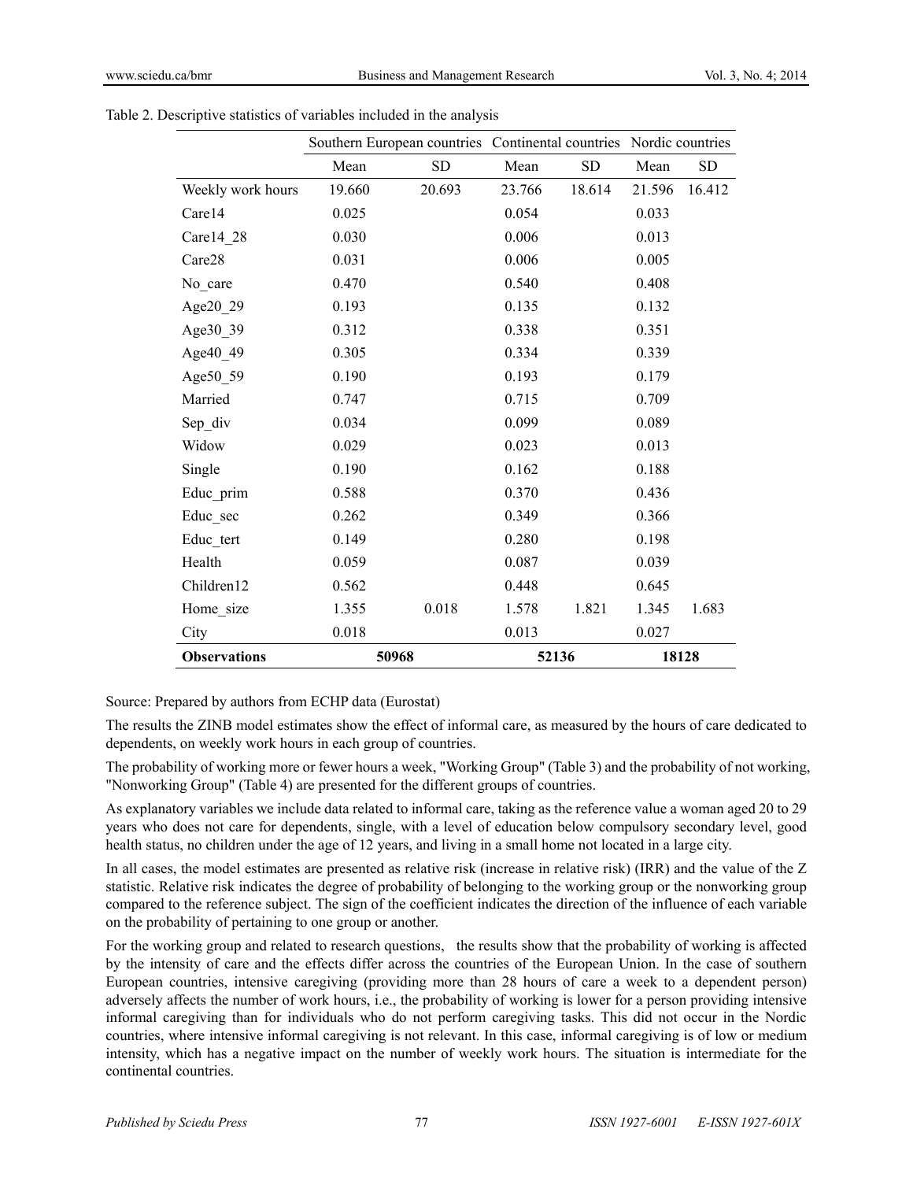Table 2. Descriptive statistics of variables included in the analysis

| | Southern European countries | | Continental countries | | Nordic countries | |
|---|---|---|---|---|---|---|
| | Mean | SD | Mean | SD | Mean | SD |
| Weekly work hours | 19.660 | 20.693 | 23.766 | 18.614 | 21.596 | 16.412 |
| Care14 | 0.025 | | 0.054 | | 0.033 | |
| Care14_28 | 0.030 | | 0.006 | | 0.013 | |
| Care28 | 0.031 | | 0.006 | | 0.005 | |
| No_care | 0.470 | | 0.540 | | 0.408 | |
| Age20_29 | 0.193 | | 0.135 | | 0.132 | |
| Age30_39 | 0.312 | | 0.338 | | 0.351 | |
| Age40_49 | 0.305 | | 0.334 | | 0.339 | |
| Age50_59 | 0.190 | | 0.193 | | 0.179 | |
| Married | 0.747 | | 0.715 | | 0.709 | |
| Sep_div | 0.034 | | 0.099 | | 0.089 | |
| Widow | 0.029 | | 0.023 | | 0.013 | |
| Single | 0.190 | | 0.162 | | 0.188 | |
| Educ_prim | 0.588 | | 0.370 | | 0.436 | |
| Educ_sec | 0.262 | | 0.349 | | 0.366 | |
| Educ_tert | 0.149 | | 0.280 | | 0.198 | |
| Health | 0.059 | | 0.087 | | 0.039 | |
| Children12 | 0.562 | | 0.448 | | 0.645 | |
| Home_size | 1.355 | 0.018 | 1.578 | 1.821 | 1.345 | 1.683 |
| City | 0.018 | | 0.013 | | 0.027 | |
| **Observations** | 50968 | | 52136 | | 18128 | |

Source: Prepared by authors from ECHP data (Eurostat)

The results the ZINB model estimates show the effect of informal care, as measured by the hours of care dedicated to dependents, on weekly work hours in each group of countries.

The probability of working more or fewer hours a week, "Working Group" (Table 3) and the probability of not working, "Nonworking Group" (Table 4) are presented for the different groups of countries.

As explanatory variables we include data related to informal care, taking as the reference value a woman aged 20 to 29 years who does not care for dependents, single, with a level of education below compulsory secondary level, good health status, no children under the age of 12 years, and living in a small home not located in a large city.

In all cases, the model estimates are presented as relative risk (increase in relative risk) (IRR) and the value of the Z statistic. Relative risk indicates the degree of probability of belonging to the working group or the nonworking group compared to the reference subject. The sign of the coefficient indicates the direction of the influence of each variable on the probability of pertaining to one group or another.

For the working group and related to research questions, the results show that the probability of working is affected by the intensity of care and the effects differ across the countries of the European Union. In the case of southern European countries, intensive caregiving (providing more than 28 hours of care a week to a dependent person) adversely affects the number of work hours, i.e., the probability of working is lower for a person providing intensive informal caregiving than for individuals who do not perform caregiving tasks. This did not occur in the Nordic countries, where intensive informal caregiving is not relevant. In this case, informal caregiving is of low or medium intensity, which has a negative impact on the number of weekly work hours. The situation is intermediate for the continental countries.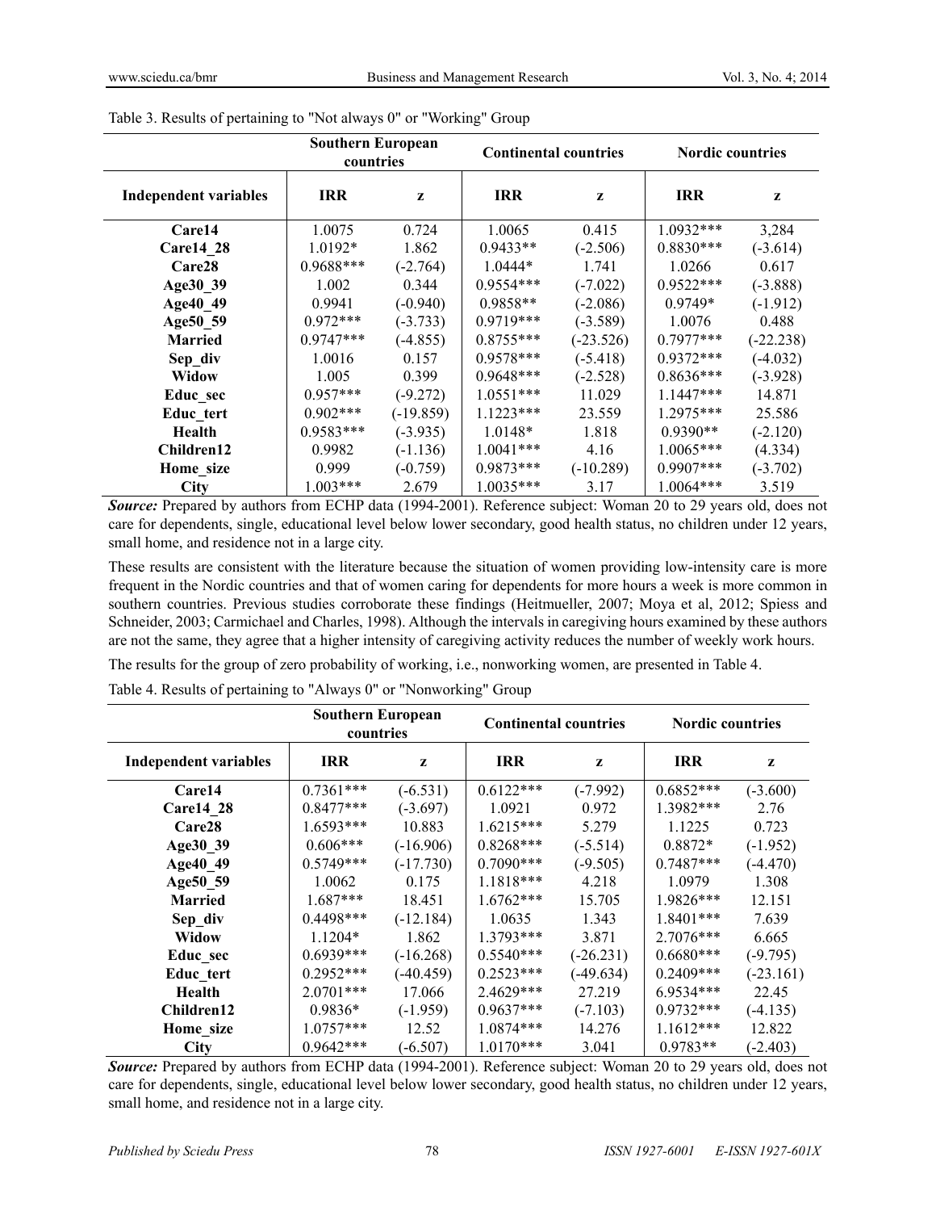Table 3. Results of pertaining to "Not always 0" or "Working" Group

| | Southern European countries | | Continental countries | | Nordic countries | |
|---|---|---|---|---|---|---|
| **Independent variables** | **IRR** | **z** | **IRR** | **z** | **IRR** | **z** |
| **Care14** | 1.0075 | 0.724 | 1.0065 | 0.415 | 1.0932*** | 3,284 |
| **Care14_28** | 1.0192* | 1.862 | 0.9433** | (-2.506) | 0.8830*** | (-3.614) |
| **Care28** | 0.9688*** | (-2.764) | 1.0444* | 1.741 | 1.0266 | 0.617 |
| **Age30_39** | 1.002 | 0.344 | 0.9554*** | (-7.022) | 0.9522*** | (-3.888) |
| **Age40_49** | 0.9941 | (-0.940) | 0.9858** | (-2.086) | 0.9749* | (-1.912) |
| **Age50_59** | 0.972*** | (-3.733) | 0.9719*** | (-3.589) | 1.0076 | 0.488 |
| **Married** | 0.9747*** | (-4.855) | 0.8755*** | (-23.526) | 0.7977*** | (-22.238) |
| **Sep_div** | 1.0016 | 0.157 | 0.9578*** | (-5.418) | 0.9372*** | (-4.032) |
| **Widow** | 1.005 | 0.399 | 0.9648*** | (-2.528) | 0.8636*** | (-3.928) |
| **Educ_sec** | 0.957*** | (-9.272) | 1.0551*** | 11.029 | 1.1447*** | 14.871 |
| **Educ_tert** | 0.902*** | (-19.859) | 1.1223*** | 23.559 | 1.2975*** | 25.586 |
| **Health** | 0.9583*** | (-3.935) | 1.0148* | 1.818 | 0.9390** | (-2.120) |
| **Children12** | 0.9982 | (-1.136) | 1.0041*** | 4.16 | 1.0065*** | (4.334) |
| **Home_size** | 0.999 | (-0.759) | 0.9873*** | (-10.289) | 0.9907*** | (-3.702) |
| **City** | 1.003*** | 2.679 | 1.0035*** | 3.17 | 1.0064*** | 3.519 |

***Source:*** Prepared by authors from ECHP data (1994-2001). Reference subject: Woman 20 to 29 years old, does not care for dependents, single, educational level below lower secondary, good health status, no children under 12 years, small home, and residence not in a large city.

These results are consistent with the literature because the situation of women providing low-intensity care is more frequent in the Nordic countries and that of women caring for dependents for more hours a week is more common in southern countries. Previous studies corroborate these findings (Heitmueller, 2007; Moya et al, 2012; Spiess and Schneider, 2003; Carmichael and Charles, 1998). Although the intervals in caregiving hours examined by these authors are not the same, they agree that a higher intensity of caregiving activity reduces the number of weekly work hours.

The results for the group of zero probability of working, i.e., nonworking women, are presented in Table 4.

Table 4. Results of pertaining to "Always 0" or "Nonworking" Group

| | Southern European countries | | Continental countries | | Nordic countries | |
|---|---|---|---|---|---|---|
| **Independent variables** | **IRR** | **z** | **IRR** | **z** | **IRR** | **z** |
| **Care14** | 0.7361*** | (-6.531) | 0.6122*** | (-7.992) | 0.6852*** | (-3.600) |
| **Care14_28** | 0.8477*** | (-3.697) | 1.0921 | 0.972 | 1.3982*** | 2.76 |
| **Care28** | 1.6593*** | 10.883 | 1.6215*** | 5.279 | 1.1225 | 0.723 |
| **Age30_39** | 0.606*** | (-16.906) | 0.8268*** | (-5.514) | 0.8872* | (-1.952) |
| **Age40_49** | 0.5749*** | (-17.730) | 0.7090*** | (-9.505) | 0.7487*** | (-4.470) |
| **Age50_59** | 1.0062 | 0.175 | 1.1818*** | 4.218 | 1.0979 | 1.308 |
| **Married** | 1.687*** | 18.451 | 1.6762*** | 15.705 | 1.9826*** | 12.151 |
| **Sep_div** | 0.4498*** | (-12.184) | 1.0635 | 1.343 | 1.8401*** | 7.639 |
| **Widow** | 1.1204* | 1.862 | 1.3793*** | 3.871 | 2.7076*** | 6.665 |
| **Educ_sec** | 0.6939*** | (-16.268) | 0.5540*** | (-26.231) | 0.6680*** | (-9.795) |
| **Educ_tert** | 0.2952*** | (-40.459) | 0.2523*** | (-49.634) | 0.2409*** | (-23.161) |
| **Health** | 2.0701*** | 17.066 | 2.4629*** | 27.219 | 6.9534*** | 22.45 |
| **Children12** | 0.9836* | (-1.959) | 0.9637*** | (-7.103) | 0.9732*** | (-4.135) |
| **Home_size** | 1.0757*** | 12.52 | 1.0874*** | 14.276 | 1.1612*** | 12.822 |
| **City** | 0.9642*** | (-6.507) | 1.0170*** | 3.041 | 0.9783** | (-2.403) |

***Source:*** Prepared by authors from ECHP data (1994-2001). Reference subject: Woman 20 to 29 years old, does not care for dependents, single, educational level below lower secondary, good health status, no children under 12 years, small home, and residence not in a large city.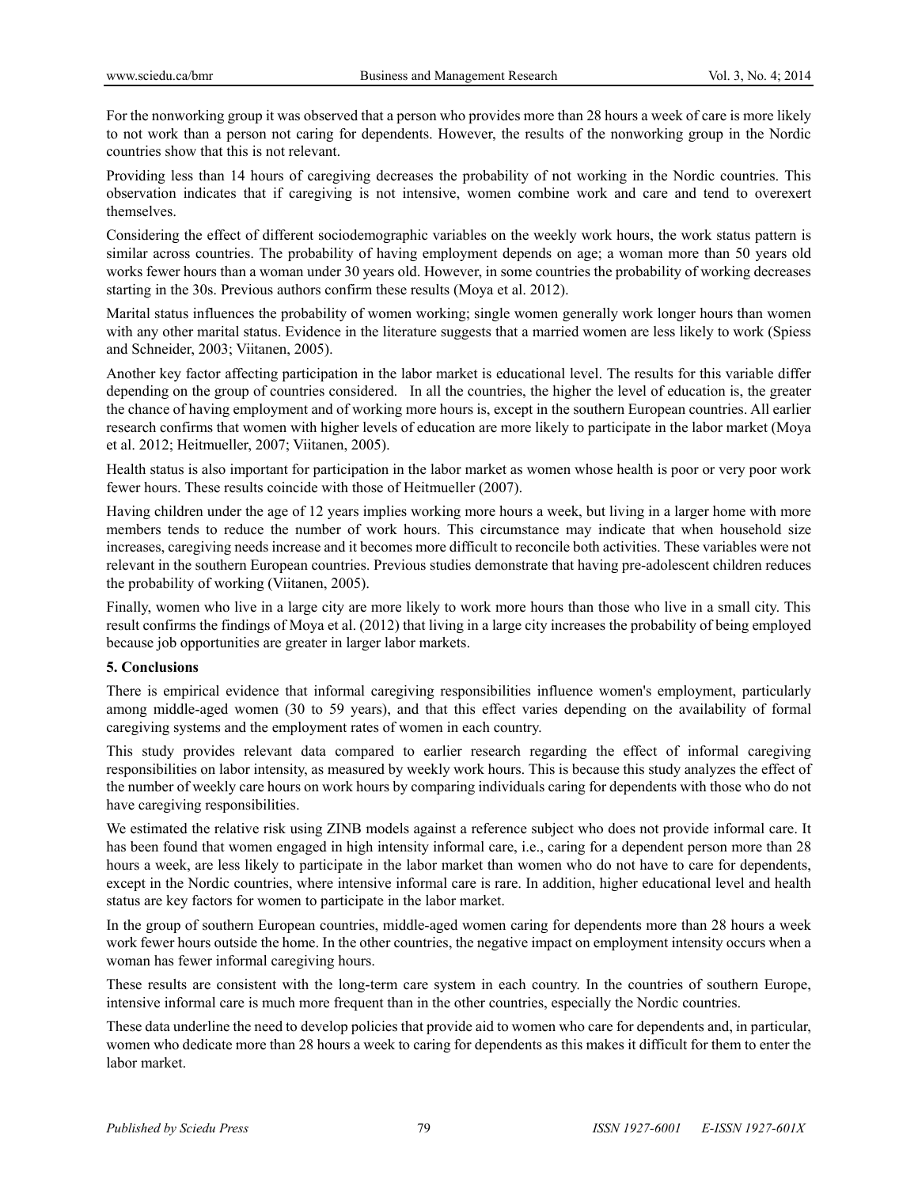For the nonworking group it was observed that a person who provides more than 28 hours a week of care is more likely to not work than a person not caring for dependents. However, the results of the nonworking group in the Nordic countries show that this is not relevant.

Providing less than 14 hours of caregiving decreases the probability of not working in the Nordic countries. This observation indicates that if caregiving is not intensive, women combine work and care and tend to overexert themselves.

Considering the effect of different sociodemographic variables on the weekly work hours, the work status pattern is similar across countries. The probability of having employment depends on age; a woman more than 50 years old works fewer hours than a woman under 30 years old. However, in some countries the probability of working decreases starting in the 30s. Previous authors confirm these results (Moya et al. 2012).

Marital status influences the probability of women working; single women generally work longer hours than women with any other marital status. Evidence in the literature suggests that a married women are less likely to work (Spiess and Schneider, 2003; Viitanen, 2005).

Another key factor affecting participation in the labor market is educational level. The results for this variable differ depending on the group of countries considered. In all the countries, the higher the level of education is, the greater the chance of having employment and of working more hours is, except in the southern European countries. All earlier research confirms that women with higher levels of education are more likely to participate in the labor market (Moya et al. 2012; Heitmueller, 2007; Viitanen, 2005).

Health status is also important for participation in the labor market as women whose health is poor or very poor work fewer hours. These results coincide with those of Heitmueller (2007).

Having children under the age of 12 years implies working more hours a week, but living in a larger home with more members tends to reduce the number of work hours. This circumstance may indicate that when household size increases, caregiving needs increase and it becomes more difficult to reconcile both activities. These variables were not relevant in the southern European countries. Previous studies demonstrate that having pre-adolescent children reduces the probability of working (Viitanen, 2005).

Finally, women who live in a large city are more likely to work more hours than those who live in a small city. This result confirms the findings of Moya et al. (2012) that living in a large city increases the probability of being employed because job opportunities are greater in larger labor markets.

## 5. Conclusions

There is empirical evidence that informal caregiving responsibilities influence women's employment, particularly among middle-aged women (30 to 59 years), and that this effect varies depending on the availability of formal caregiving systems and the employment rates of women in each country.

This study provides relevant data compared to earlier research regarding the effect of informal caregiving responsibilities on labor intensity, as measured by weekly work hours. This is because this study analyzes the effect of the number of weekly care hours on work hours by comparing individuals caring for dependents with those who do not have caregiving responsibilities.

We estimated the relative risk using ZINB models against a reference subject who does not provide informal care. It has been found that women engaged in high intensity informal care, i.e., caring for a dependent person more than 28 hours a week, are less likely to participate in the labor market than women who do not have to care for dependents, except in the Nordic countries, where intensive informal care is rare. In addition, higher educational level and health status are key factors for women to participate in the labor market.

In the group of southern European countries, middle-aged women caring for dependents more than 28 hours a week work fewer hours outside the home. In the other countries, the negative impact on employment intensity occurs when a woman has fewer informal caregiving hours.

These results are consistent with the long-term care system in each country. In the countries of southern Europe, intensive informal care is much more frequent than in the other countries, especially the Nordic countries.

These data underline the need to develop policies that provide aid to women who care for dependents and, in particular, women who dedicate more than 28 hours a week to caring for dependents as this makes it difficult for them to enter the labor market.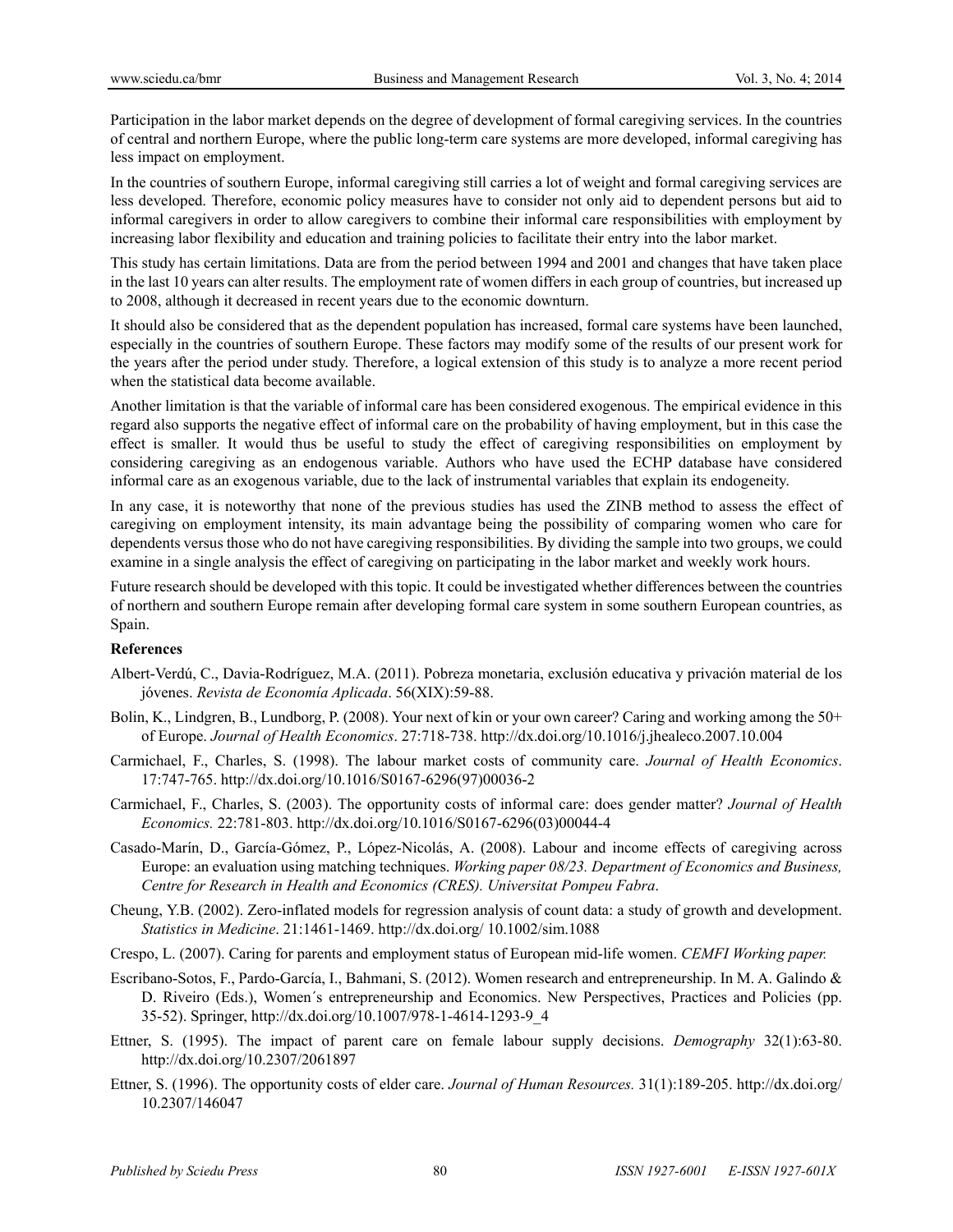Participation in the labor market depends on the degree of development of formal caregiving services. In the countries of central and northern Europe, where the public long-term care systems are more developed, informal caregiving has less impact on employment.

In the countries of southern Europe, informal caregiving still carries a lot of weight and formal caregiving services are less developed. Therefore, economic policy measures have to consider not only aid to dependent persons but aid to informal caregivers in order to allow caregivers to combine their informal care responsibilities with employment by increasing labor flexibility and education and training policies to facilitate their entry into the labor market.

This study has certain limitations. Data are from the period between 1994 and 2001 and changes that have taken place in the last 10 years can alter results. The employment rate of women differs in each group of countries, but increased up to 2008, although it decreased in recent years due to the economic downturn.

It should also be considered that as the dependent population has increased, formal care systems have been launched, especially in the countries of southern Europe. These factors may modify some of the results of our present work for the years after the period under study. Therefore, a logical extension of this study is to analyze a more recent period when the statistical data become available.

Another limitation is that the variable of informal care has been considered exogenous. The empirical evidence in this regard also supports the negative effect of informal care on the probability of having employment, but in this case the effect is smaller. It would thus be useful to study the effect of caregiving responsibilities on employment by considering caregiving as an endogenous variable. Authors who have used the ECHP database have considered informal care as an exogenous variable, due to the lack of instrumental variables that explain its endogeneity.

In any case, it is noteworthy that none of the previous studies has used the ZINB method to assess the effect of caregiving on employment intensity, its main advantage being the possibility of comparing women who care for dependents versus those who do not have caregiving responsibilities. By dividing the sample into two groups, we could examine in a single analysis the effect of caregiving on participating in the labor market and weekly work hours.

Future research should be developed with this topic. It could be investigated whether differences between the countries of northern and southern Europe remain after developing formal care system in some southern European countries, as Spain.

## References

Albert-Verdú, C., Davia-Rodríguez, M.A. (2011). Pobreza monetaria, exclusión educativa y privación material de los jóvenes. *Revista de Economía Aplicada*. 56(XIX):59-88.

Bolin, K., Lindgren, B., Lundborg, P. (2008). Your next of kin or your own career? Caring and working among the 50+ of Europe. *Journal of Health Economics*. 27:718-738. http://dx.doi.org/10.1016/j.jhealeco.2007.10.004

Carmichael, F., Charles, S. (1998). The labour market costs of community care. *Journal of Health Economics*. 17:747-765. http://dx.doi.org/10.1016/S0167-6296(97)00036-2

Carmichael, F., Charles, S. (2003). The opportunity costs of informal care: does gender matter? *Journal of Health Economics.* 22:781-803. http://dx.doi.org/10.1016/S0167-6296(03)00044-4

Casado-Marín, D., García-Gómez, P., López-Nicolás, A. (2008). Labour and income effects of caregiving across Europe: an evaluation using matching techniques. *Working paper 08/23. Department of Economics and Business, Centre for Research in Health and Economics (CRES). Universitat Pompeu Fabra*.

Cheung, Y.B. (2002). Zero-inflated models for regression analysis of count data: a study of growth and development. *Statistics in Medicine*. 21:1461-1469. http://dx.doi.org/ 10.1002/sim.1088

Crespo, L. (2007). Caring for parents and employment status of European mid-life women. *CEMFI Working paper.*

Escribano-Sotos, F., Pardo-García, I., Bahmani, S. (2012). Women research and entrepreneurship. In M. A. Galindo & D. Riveiro (Eds.), Women´s entrepreneurship and Economics. New Perspectives, Practices and Policies (pp. 35-52). Springer, http://dx.doi.org/10.1007/978-1-4614-1293-9_4

Ettner, S. (1995). The impact of parent care on female labour supply decisions. *Demography* 32(1):63-80. http://dx.doi.org/10.2307/2061897

Ettner, S. (1996). The opportunity costs of elder care. *Journal of Human Resources.* 31(1):189-205. http://dx.doi.org/ 10.2307/146047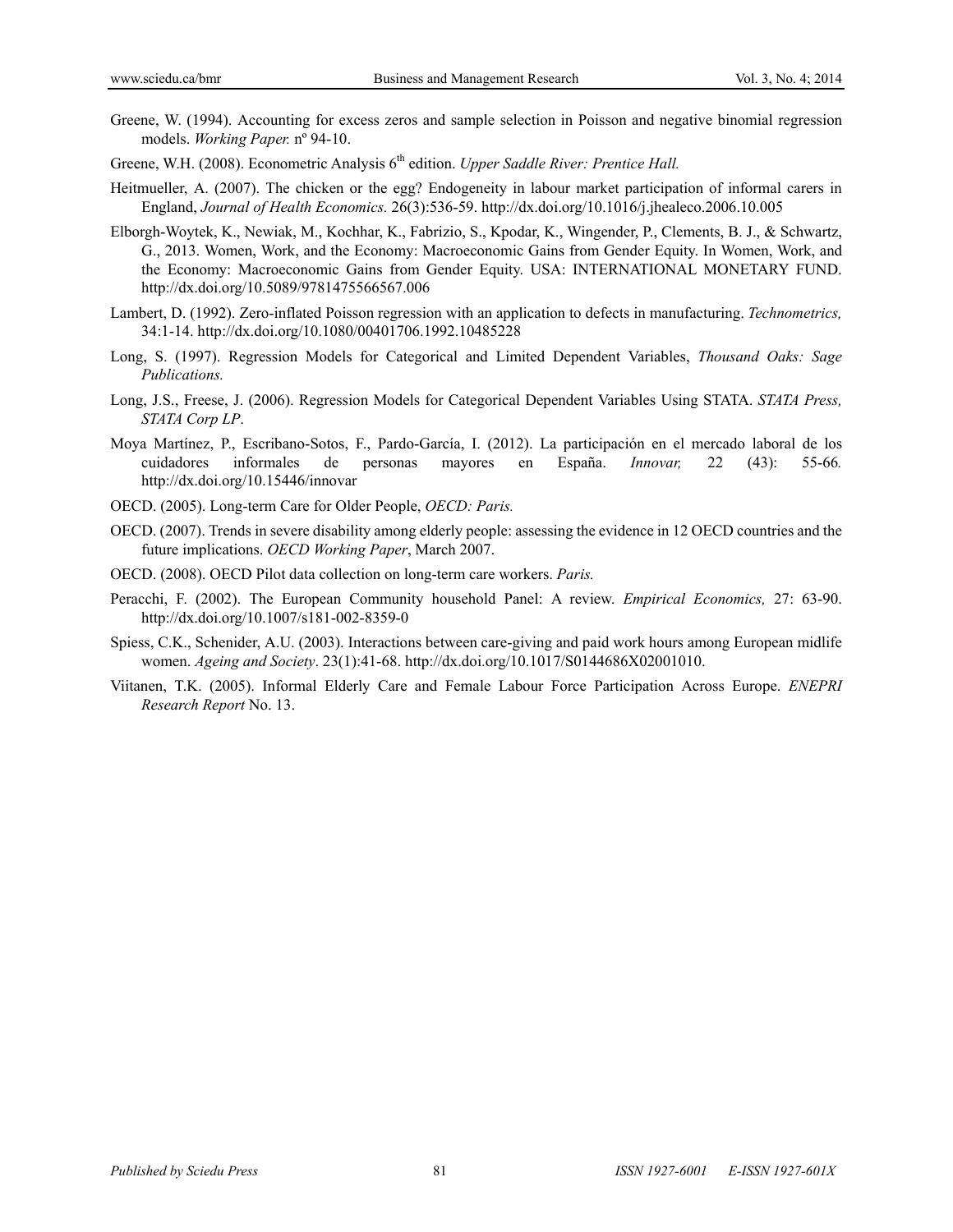Greene, W. (1994). Accounting for excess zeros and sample selection in Poisson and negative binomial regression models. *Working Paper.* nº 94-10.

Greene, W.H. (2008). Econometric Analysis 6th edition. *Upper Saddle River: Prentice Hall.*

Heitmueller, A. (2007). The chicken or the egg? Endogeneity in labour market participation of informal carers in England, *Journal of Health Economics.* 26(3):536-59. http://dx.doi.org/10.1016/j.jhealeco.2006.10.005

Elborgh-Woytek, K., Newiak, M., Kochhar, K., Fabrizio, S., Kpodar, K., Wingender, P., Clements, B. J., & Schwartz, G., 2013. Women, Work, and the Economy: Macroeconomic Gains from Gender Equity. In Women, Work, and the Economy: Macroeconomic Gains from Gender Equity. USA: INTERNATIONAL MONETARY FUND. http://dx.doi.org/10.5089/9781475566567.006

Lambert, D. (1992). Zero-inflated Poisson regression with an application to defects in manufacturing. *Technometrics,* 34:1-14. http://dx.doi.org/10.1080/00401706.1992.10485228

Long, S. (1997). Regression Models for Categorical and Limited Dependent Variables, *Thousand Oaks: Sage Publications.*

Long, J.S., Freese, J. (2006). Regression Models for Categorical Dependent Variables Using STATA. *STATA Press, STATA Corp LP*.

Moya Martínez, P., Escribano-Sotos, F., Pardo-García, I. (2012). La participación en el mercado laboral de los cuidadores informales de personas mayores en España. *Innovar,* 22 (43): 55-66*.* http://dx.doi.org/10.15446/innovar

OECD. (2005). Long-term Care for Older People, *OECD: Paris.*

OECD. (2007). Trends in severe disability among elderly people: assessing the evidence in 12 OECD countries and the future implications. *OECD Working Paper*, March 2007.

OECD. (2008). OECD Pilot data collection on long-term care workers. *Paris.*

Peracchi, F. (2002). The European Community household Panel: A review. *Empirical Economics,* 27: 63-90. http://dx.doi.org/10.1007/s181-002-8359-0

Spiess, C.K., Schenider, A.U. (2003). Interactions between care-giving and paid work hours among European midlife women. *Ageing and Society*. 23(1):41-68. http://dx.doi.org/10.1017/S0144686X02001010.

Viitanen, T.K. (2005). Informal Elderly Care and Female Labour Force Participation Across Europe. *ENEPRI Research Report* No. 13.